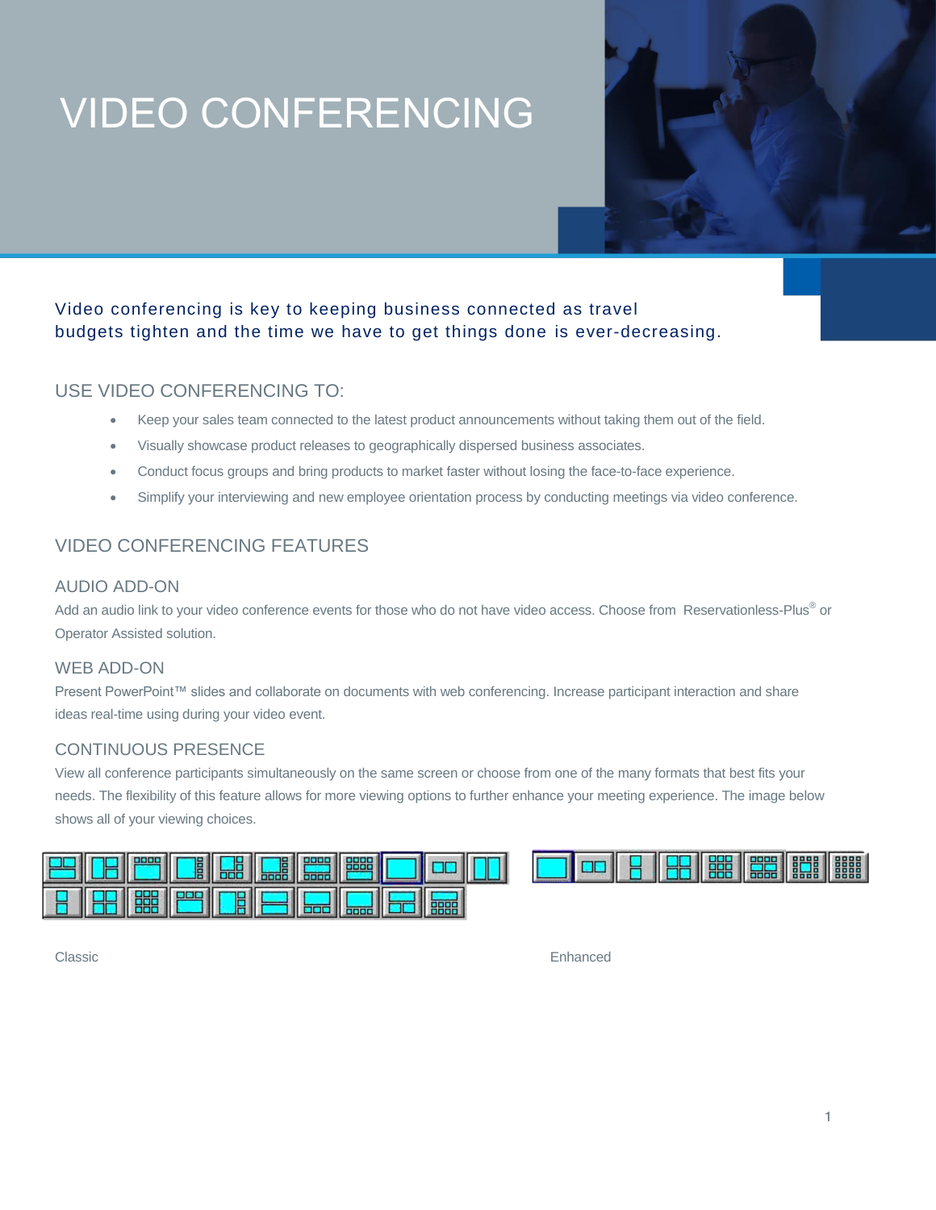# VIDEO CONFERENCING

Video conferencing is key to keeping business connected as travel budgets tighten and the time we have to get things done is ever-decreasing.

## USE VIDEO CONFERENCING TO:

- Keep your sales team connected to the latest product announcements without taking them out of the field.
- Visually showcase product releases to geographically dispersed business associates.
- Conduct focus groups and bring products to market faster without losing the face-to-face experience.
- Simplify your interviewing and new employee orientation process by conducting meetings via video conference.

## VIDEO CONFERENCING FEATURES

### AUDIO ADD-ON

Add an audio link to your video conference events for those who do not have video access. Choose from Reservationless-Plus® or Operator Assisted solution.

### WEB ADD-ON

Present PowerPoint™ slides and collaborate on documents with web conferencing. Increase participant interaction and share ideas real-time using during your video event.

### CONTINUOUS PRESENCE

View all conference participants simultaneously on the same screen or choose from one of the many formats that best fits your needs. The flexibility of this feature allows for more viewing options to further enhance your meeting experience. The image below shows all of your viewing choices.

Classic

Enhanced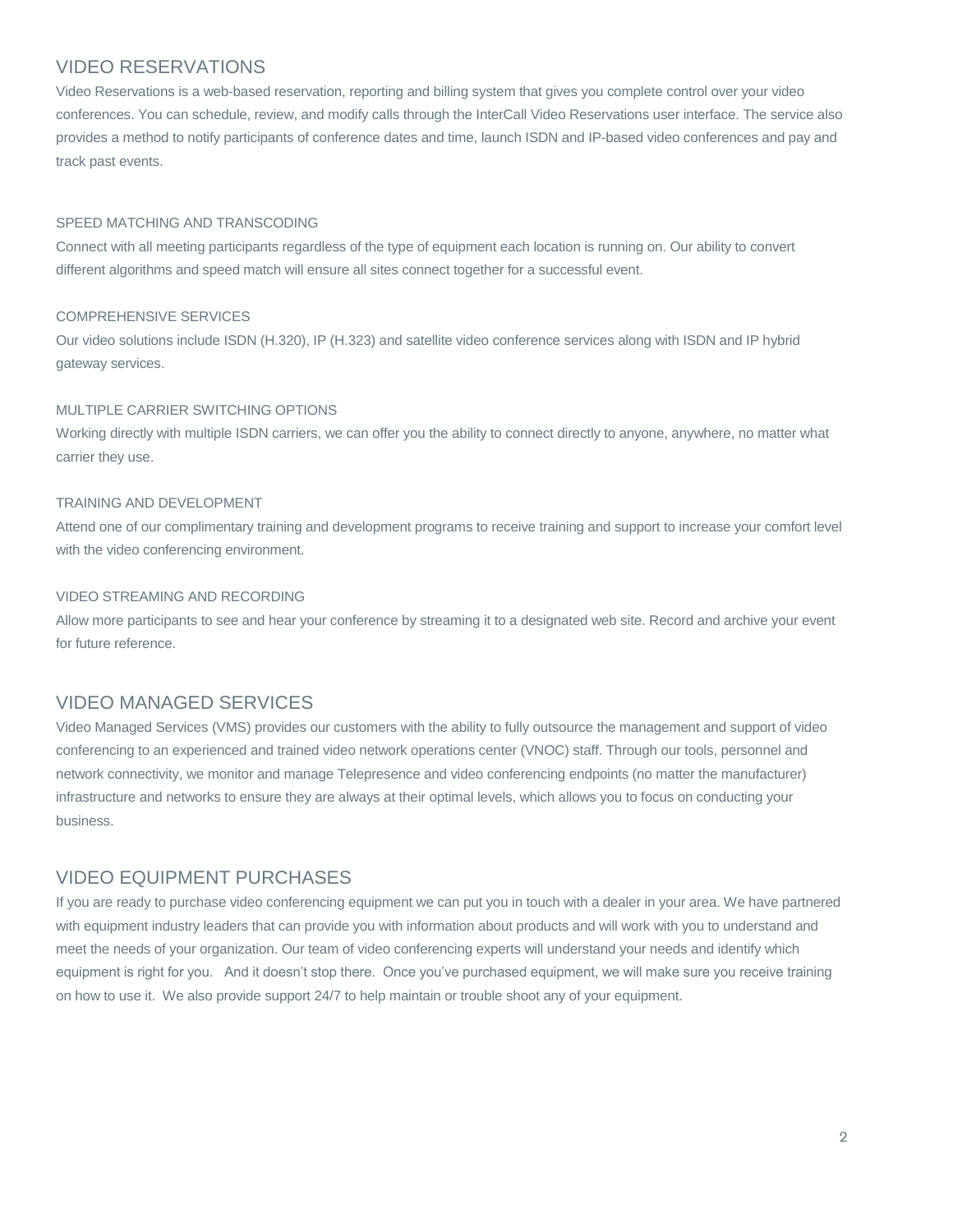## VIDEO RESERVATIONS

Video Reservations is a web-based reservation, reporting and billing system that gives you complete control over your video conferences. You can schedule, review, and modify calls through the InterCall Video Reservations user interface. The service also provides a method to notify participants of conference dates and time, launch ISDN and IP-based video conferences and pay and track past events.

### SPEED MATCHING AND TRANSCODING

Connect with all meeting participants regardless of the type of equipment each location is running on. Our ability to convert different algorithms and speed match will ensure all sites connect together for a successful event.

### COMPREHENSIVE SERVICES

Our video solutions include ISDN (H.320), IP (H.323) and satellite video conference services along with ISDN and IP hybrid gateway services.

### MULTIPLE CARRIER SWITCHING OPTIONS

Working directly with multiple ISDN carriers, we can offer you the ability to connect directly to anyone, anywhere, no matter what carrier they use.

### TRAINING AND DEVELOPMENT

Attend one of our complimentary training and development programs to receive training and support to increase your comfort level with the video conferencing environment.

### VIDEO STREAMING AND RECORDING

Allow more participants to see and hear your conference by streaming it to a designated web site. Record and archive your event for future reference.

## VIDEO MANAGED SERVICES

Video Managed Services (VMS) provides our customers with the ability to fully outsource the management and support of video conferencing to an experienced and trained video network operations center (VNOC) staff. Through our tools, personnel and network connectivity, we monitor and manage Telepresence and video conferencing endpoints (no matter the manufacturer) infrastructure and networks to ensure they are always at their optimal levels, which allows you to focus on conducting your business.

## VIDEO EQUIPMENT PURCHASES

If you are ready to purchase video conferencing equipment we can put you in touch with a dealer in your area. We have partnered with equipment industry leaders that can provide you with information about products and will work with you to understand and meet the needs of your organization. Our team of video conferencing experts will understand your needs and identify which equipment is right for you. And it doesn't stop there. Once you've purchased equipment, we will make sure you receive training on how to use it. We also provide support 24/7 to help maintain or trouble shoot any of your equipment.